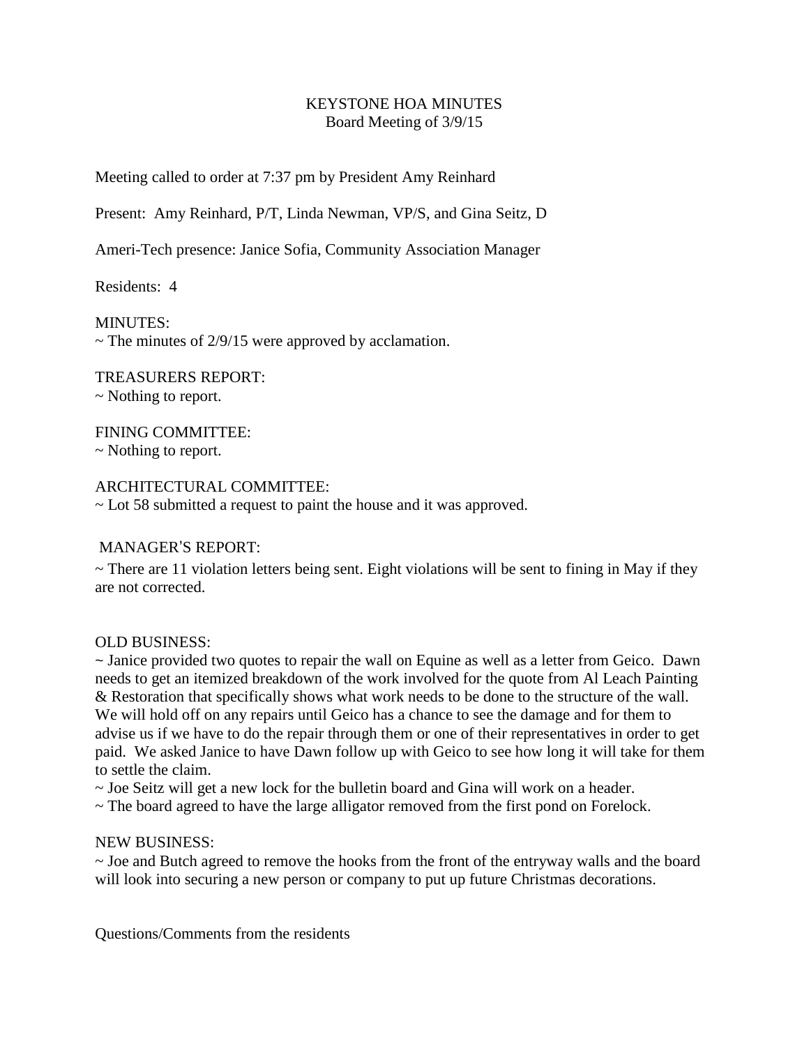# KEYSTONE HOA MINUTES

Board Meeting of 3/9/15

Meeting called to order at 7:37 pm by President Amy Reinhard

Present: Amy Reinhard, P/T, Linda Newman, VP/S, and Gina Seitz, D

Ameri-Tech presence: Janice Sofia, Community Association Manager

Residents: 4

MINUTES:
~ The minutes of 2/9/15 were approved by acclamation.

TREASURERS REPORT:
~ Nothing to report.

FINING COMMITTEE:
~ Nothing to report.

ARCHITECTURAL COMMITTEE:
~ Lot 58 submitted a request to paint the house and it was approved.

MANAGER'S REPORT:
~ There are 11 violation letters being sent. Eight violations will be sent to fining in May if they are not corrected.

OLD BUSINESS:
~ Janice provided two quotes to repair the wall on Equine as well as a letter from Geico. Dawn needs to get an itemized breakdown of the work involved for the quote from Al Leach Painting & Restoration that specifically shows what work needs to be done to the structure of the wall. We will hold off on any repairs until Geico has a chance to see the damage and for them to advise us if we have to do the repair through them or one of their representatives in order to get paid. We asked Janice to have Dawn follow up with Geico to see how long it will take for them to settle the claim.
~ Joe Seitz will get a new lock for the bulletin board and Gina will work on a header.
~ The board agreed to have the large alligator removed from the first pond on Forelock.

NEW BUSINESS:
~ Joe and Butch agreed to remove the hooks from the front of the entryway walls and the board will look into securing a new person or company to put up future Christmas decorations.

Questions/Comments from the residents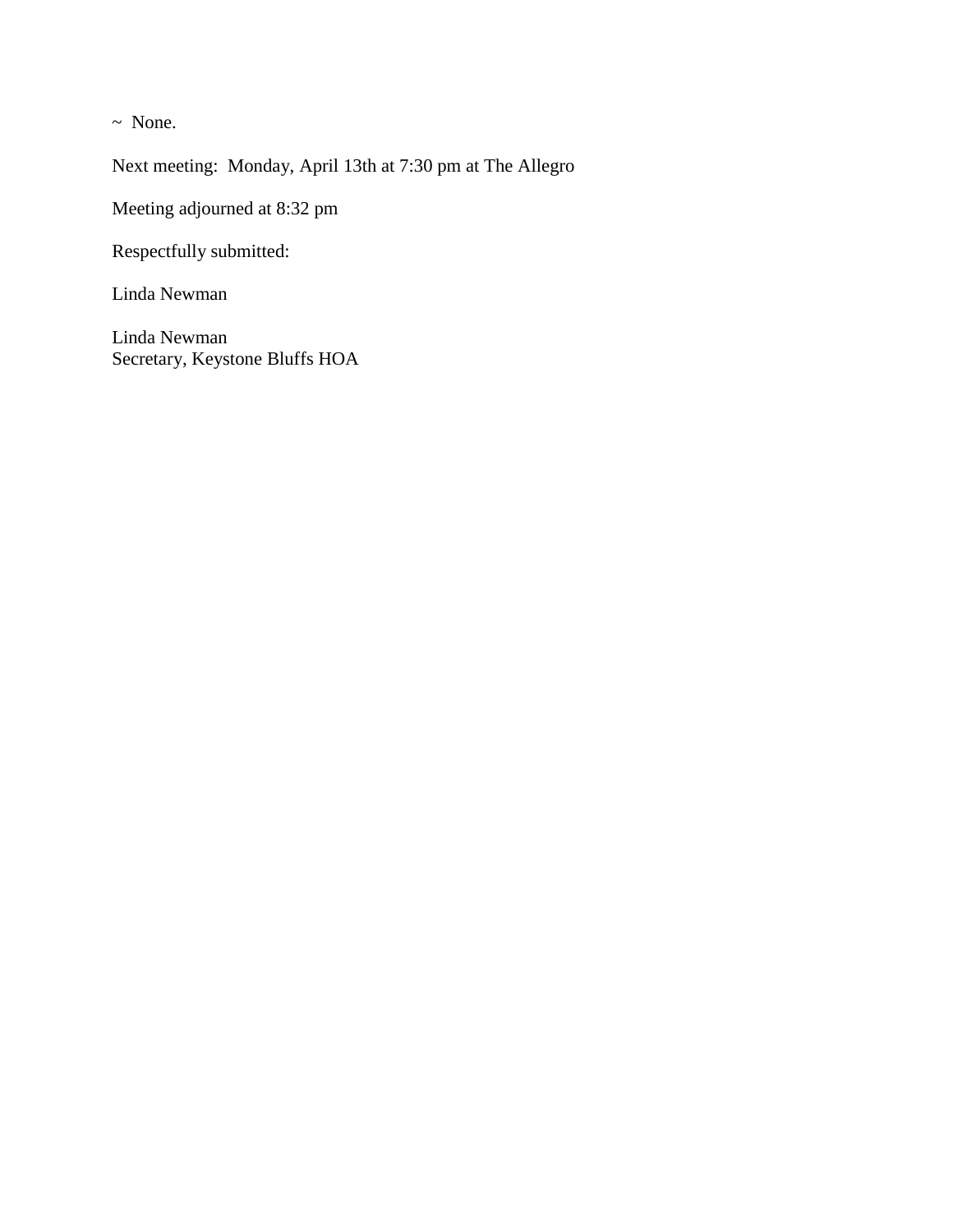~  None.

Next meeting:  Monday, April 13th at 7:30 pm at The Allegro

Meeting adjourned at 8:32 pm

Respectfully submitted:

Linda Newman

Linda Newman
Secretary, Keystone Bluffs HOA